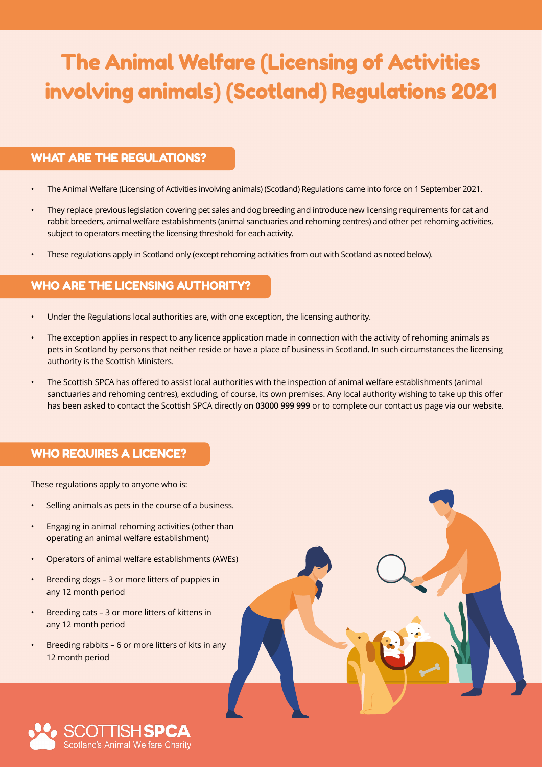# The Animal Welfare (Licensing of Activities involving animals) (Scotland) Regulations 2021

## WHAT ARE THE REGULATIONS?

- The Animal Welfare (Licensing of Activities involving animals) (Scotland) Regulations came into force on 1 September 2021.
- They replace previous legislation covering pet sales and dog breeding and introduce new licensing requirements for cat and rabbit breeders, animal welfare establishments (animal sanctuaries and rehoming centres) and other pet rehoming activities, subject to operators meeting the licensing threshold for each activity.
- These regulations apply in Scotland only (except rehoming activities from out with Scotland as noted below).

## WHO ARE THE LICENSING AUTHORITY?

- Under the Regulations local authorities are, with one exception, the licensing authority.
- The exception applies in respect to any licence application made in connection with the activity of rehoming animals as pets in Scotland by persons that neither reside or have a place of business in Scotland. In such circumstances the licensing authority is the Scottish Ministers.
- The Scottish SPCA has offered to assist local authorities with the inspection of animal welfare establishments (animal sanctuaries and rehoming centres), excluding, of course, its own premises. Any local authority wishing to take up this offer has been asked to contact the Scottish SPCA directly on **03000 999 999** or to complete our contact us page via our website.

## WHO REQUIRES A LICENCE?

These regulations apply to anyone who is:

- Selling animals as pets in the course of a business.
- Engaging in animal rehoming activities (other than operating an animal welfare establishment)
- Operators of animal welfare establishments (AWEs)
- Breeding dogs – 3 or more litters of puppies in any 12 month period
- Breeding cats – 3 or more litters of kittens in any 12 month period
- Breeding rabbits – 6 or more litters of kits in any 12 month period

SCOTTISH SPCA
Scotland's Animal Welfare Charity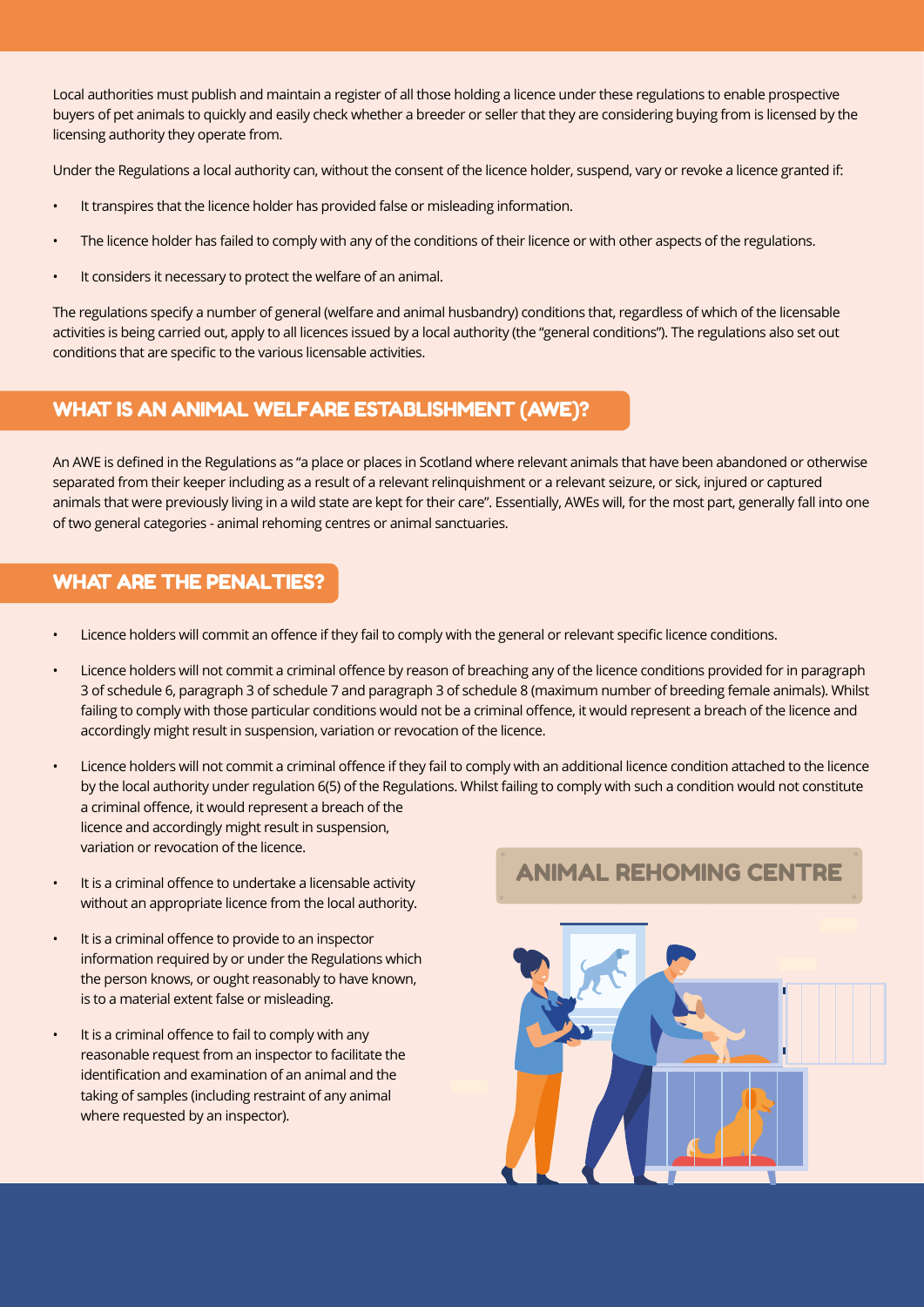Local authorities must publish and maintain a register of all those holding a licence under these regulations to enable prospective buyers of pet animals to quickly and easily check whether a breeder or seller that they are considering buying from is licensed by the licensing authority they operate from.

Under the Regulations a local authority can, without the consent of the licence holder, suspend, vary or revoke a licence granted if:

- It transpires that the licence holder has provided false or misleading information.
- The licence holder has failed to comply with any of the conditions of their licence or with other aspects of the regulations.
- It considers it necessary to protect the welfare of an animal.

The regulations specify a number of general (welfare and animal husbandry) conditions that, regardless of which of the licensable activities is being carried out, apply to all licences issued by a local authority (the "general conditions"). The regulations also set out conditions that are specific to the various licensable activities.

## WHAT IS AN ANIMAL WELFARE ESTABLISHMENT (AWE)?

An AWE is defined in the Regulations as "a place or places in Scotland where relevant animals that have been abandoned or otherwise separated from their keeper including as a result of a relevant relinquishment or a relevant seizure, or sick, injured or captured animals that were previously living in a wild state are kept for their care". Essentially, AWEs will, for the most part, generally fall into one of two general categories - animal rehoming centres or animal sanctuaries.

## WHAT ARE THE PENALTIES?

- Licence holders will commit an offence if they fail to comply with the general or relevant specific licence conditions.
- Licence holders will not commit a criminal offence by reason of breaching any of the licence conditions provided for in paragraph 3 of schedule 6, paragraph 3 of schedule 7 and paragraph 3 of schedule 8 (maximum number of breeding female animals). Whilst failing to comply with those particular conditions would not be a criminal offence, it would represent a breach of the licence and accordingly might result in suspension, variation or revocation of the licence.
- Licence holders will not commit a criminal offence if they fail to comply with an additional licence condition attached to the licence by the local authority under regulation 6(5) of the Regulations. Whilst failing to comply with such a condition would not constitute a criminal offence, it would represent a breach of the licence and accordingly might result in suspension, variation or revocation of the licence.
- It is a criminal offence to undertake a licensable activity without an appropriate licence from the local authority.
- It is a criminal offence to provide to an inspector information required by or under the Regulations which the person knows, or ought reasonably to have known, is to a material extent false or misleading.
- It is a criminal offence to fail to comply with any reasonable request from an inspector to facilitate the identification and examination of an animal and the taking of samples (including restraint of any animal where requested by an inspector).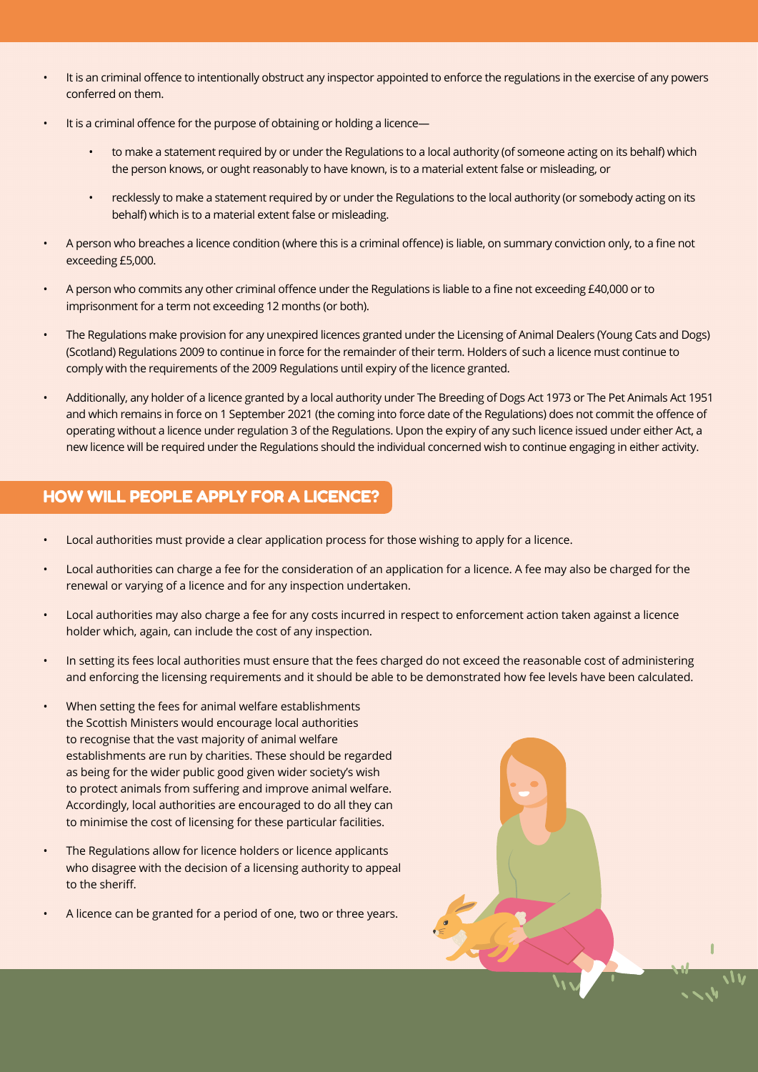- It is an criminal offence to intentionally obstruct any inspector appointed to enforce the regulations in the exercise of any powers conferred on them.
- It is a criminal offence for the purpose of obtaining or holding a licence—
  - to make a statement required by or under the Regulations to a local authority (of someone acting on its behalf) which the person knows, or ought reasonably to have known, is to a material extent false or misleading, or
  - recklessly to make a statement required by or under the Regulations to the local authority (or somebody acting on its behalf) which is to a material extent false or misleading.
- A person who breaches a licence condition (where this is a criminal offence) is liable, on summary conviction only, to a fine not exceeding £5,000.
- A person who commits any other criminal offence under the Regulations is liable to a fine not exceeding £40,000 or to imprisonment for a term not exceeding 12 months (or both).
- The Regulations make provision for any unexpired licences granted under the Licensing of Animal Dealers (Young Cats and Dogs) (Scotland) Regulations 2009 to continue in force for the remainder of their term. Holders of such a licence must continue to comply with the requirements of the 2009 Regulations until expiry of the licence granted.
- Additionally, any holder of a licence granted by a local authority under The Breeding of Dogs Act 1973 or The Pet Animals Act 1951 and which remains in force on 1 September 2021 (the coming into force date of the Regulations) does not commit the offence of operating without a licence under regulation 3 of the Regulations. Upon the expiry of any such licence issued under either Act, a new licence will be required under the Regulations should the individual concerned wish to continue engaging in either activity.

## HOW WILL PEOPLE APPLY FOR A LICENCE?

- Local authorities must provide a clear application process for those wishing to apply for a licence.
- Local authorities can charge a fee for the consideration of an application for a licence. A fee may also be charged for the renewal or varying of a licence and for any inspection undertaken.
- Local authorities may also charge a fee for any costs incurred in respect to enforcement action taken against a licence holder which, again, can include the cost of any inspection.
- In setting its fees local authorities must ensure that the fees charged do not exceed the reasonable cost of administering and enforcing the licensing requirements and it should be able to be demonstrated how fee levels have been calculated.
- When setting the fees for animal welfare establishments the Scottish Ministers would encourage local authorities to recognise that the vast majority of animal welfare establishments are run by charities. These should be regarded as being for the wider public good given wider society's wish to protect animals from suffering and improve animal welfare. Accordingly, local authorities are encouraged to do all they can to minimise the cost of licensing for these particular facilities.
- The Regulations allow for licence holders or licence applicants who disagree with the decision of a licensing authority to appeal to the sheriff.
- A licence can be granted for a period of one, two or three years.